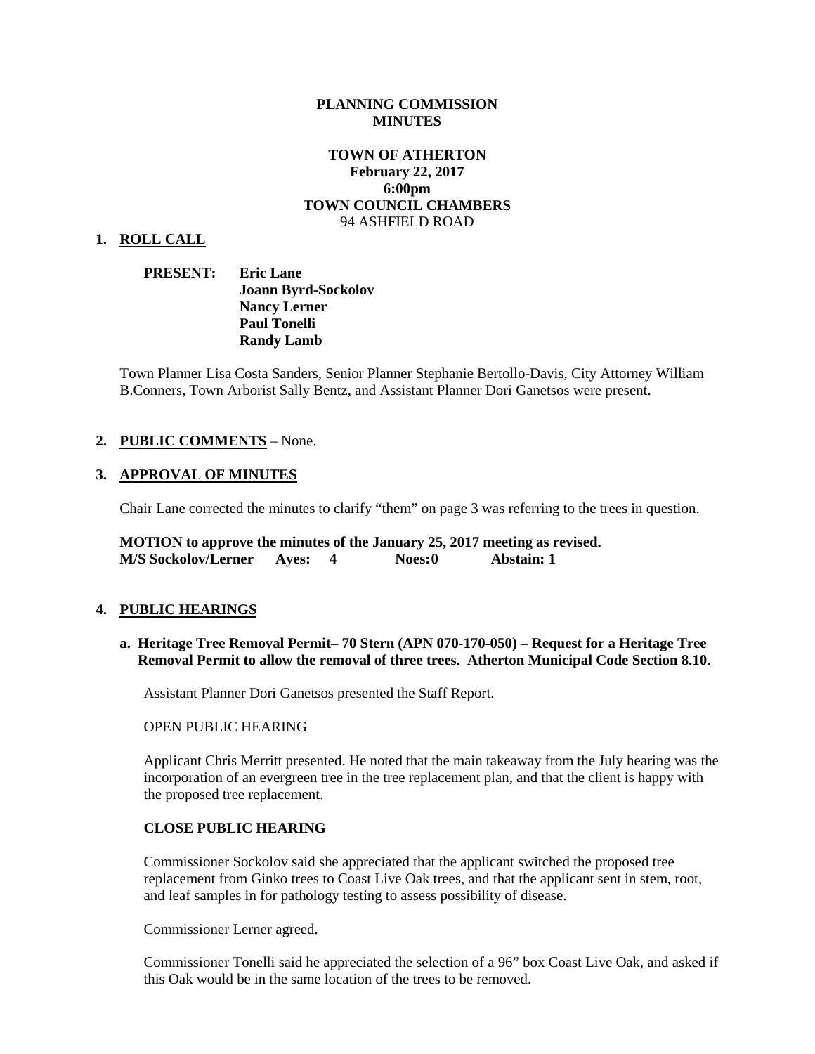**PLANNING COMMISSION**
**MINUTES**

**TOWN OF ATHERTON**
**February 22, 2017**
**6:00pm**
**TOWN COUNCIL CHAMBERS**
94 ASHFIELD ROAD

## 1. ROLL CALL

**PRESENT:** **Eric Lane**
**Joann Byrd-Sockolov**
**Nancy Lerner**
**Paul Tonelli**
**Randy Lamb**

Town Planner Lisa Costa Sanders, Senior Planner Stephanie Bertollo-Davis, City Attorney William B.Conners, Town Arborist Sally Bentz, and Assistant Planner Dori Ganetsos were present.

## 2. PUBLIC COMMENTS – None.

## 3. APPROVAL OF MINUTES

Chair Lane corrected the minutes to clarify "them" on page 3 was referring to the trees in question.

**MOTION to approve the minutes of the January 25, 2017 meeting as revised.**
**M/S Sockolov/Lerner Ayes: 4 Noes: 0 Abstain: 1**

## 4. PUBLIC HEARINGS

**a. Heritage Tree Removal Permit– 70 Stern (APN 070-170-050) – Request for a Heritage Tree Removal Permit to allow the removal of three trees. Atherton Municipal Code Section 8.10.**

Assistant Planner Dori Ganetsos presented the Staff Report.

OPEN PUBLIC HEARING

Applicant Chris Merritt presented. He noted that the main takeaway from the July hearing was the incorporation of an evergreen tree in the tree replacement plan, and that the client is happy with the proposed tree replacement.

**CLOSE PUBLIC HEARING**

Commissioner Sockolov said she appreciated that the applicant switched the proposed tree replacement from Ginko trees to Coast Live Oak trees, and that the applicant sent in stem, root, and leaf samples in for pathology testing to assess possibility of disease.

Commissioner Lerner agreed.

Commissioner Tonelli said he appreciated the selection of a 96" box Coast Live Oak, and asked if this Oak would be in the same location of the trees to be removed.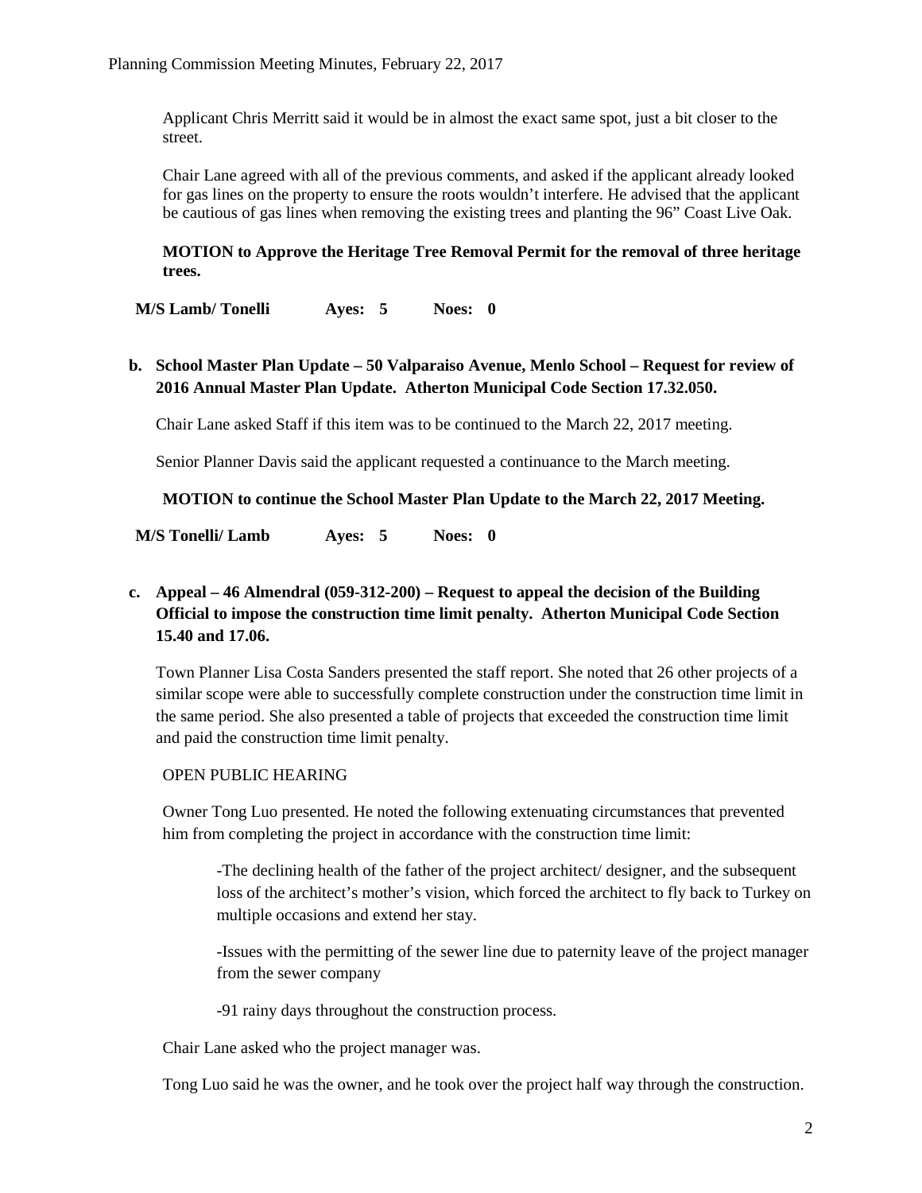Applicant Chris Merritt said it would be in almost the exact same spot, just a bit closer to the street.

Chair Lane agreed with all of the previous comments, and asked if the applicant already looked for gas lines on the property to ensure the roots wouldn't interfere. He advised that the applicant be cautious of gas lines when removing the existing trees and planting the 96" Coast Live Oak.

**MOTION to Approve the Heritage Tree Removal Permit for the removal of three heritage trees.**

**M/S Lamb/ Tonelli    Ayes: 5    Noes: 0**

**b. School Master Plan Update – 50 Valparaiso Avenue, Menlo School – Request for review of 2016 Annual Master Plan Update. Atherton Municipal Code Section 17.32.050.**

Chair Lane asked Staff if this item was to be continued to the March 22, 2017 meeting.

Senior Planner Davis said the applicant requested a continuance to the March meeting.

**MOTION to continue the School Master Plan Update to the March 22, 2017 Meeting.**

**M/S Tonelli/ Lamb    Ayes: 5    Noes: 0**

**c. Appeal – 46 Almendral (059-312-200) – Request to appeal the decision of the Building Official to impose the construction time limit penalty. Atherton Municipal Code Section 15.40 and 17.06.**

Town Planner Lisa Costa Sanders presented the staff report. She noted that 26 other projects of a similar scope were able to successfully complete construction under the construction time limit in the same period. She also presented a table of projects that exceeded the construction time limit and paid the construction time limit penalty.

OPEN PUBLIC HEARING

Owner Tong Luo presented. He noted the following extenuating circumstances that prevented him from completing the project in accordance with the construction time limit:

-The declining health of the father of the project architect/ designer, and the subsequent loss of the architect's mother's vision, which forced the architect to fly back to Turkey on multiple occasions and extend her stay.

-Issues with the permitting of the sewer line due to paternity leave of the project manager from the sewer company

-91 rainy days throughout the construction process.

Chair Lane asked who the project manager was.

Tong Luo said he was the owner, and he took over the project half way through the construction.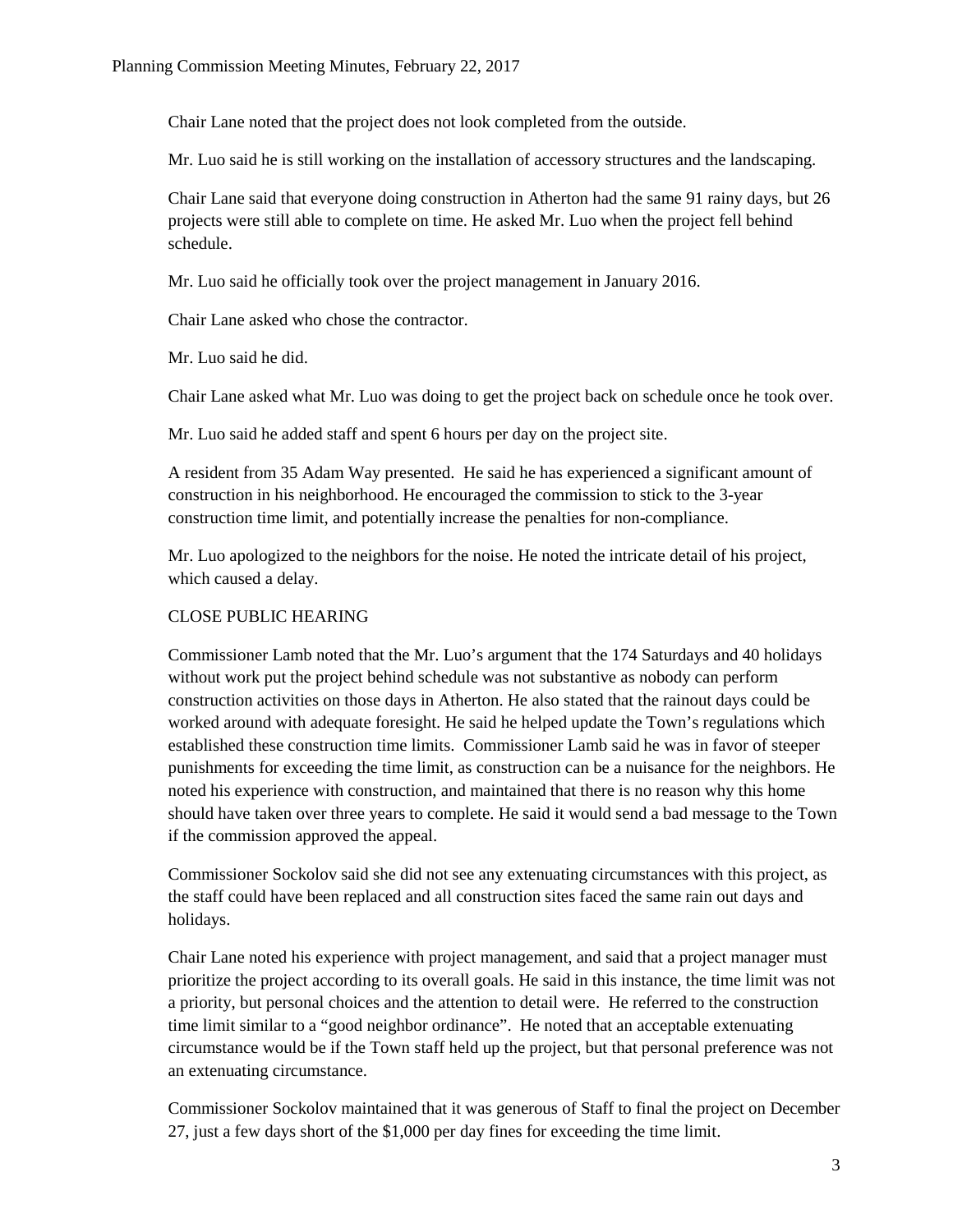Chair Lane noted that the project does not look completed from the outside.

Mr. Luo said he is still working on the installation of accessory structures and the landscaping.

Chair Lane said that everyone doing construction in Atherton had the same 91 rainy days, but 26 projects were still able to complete on time. He asked Mr. Luo when the project fell behind schedule.

Mr. Luo said he officially took over the project management in January 2016.

Chair Lane asked who chose the contractor.

Mr. Luo said he did.

Chair Lane asked what Mr. Luo was doing to get the project back on schedule once he took over.

Mr. Luo said he added staff and spent 6 hours per day on the project site.

A resident from 35 Adam Way presented. He said he has experienced a significant amount of construction in his neighborhood. He encouraged the commission to stick to the 3-year construction time limit, and potentially increase the penalties for non-compliance.

Mr. Luo apologized to the neighbors for the noise. He noted the intricate detail of his project, which caused a delay.

CLOSE PUBLIC HEARING

Commissioner Lamb noted that the Mr. Luo's argument that the 174 Saturdays and 40 holidays without work put the project behind schedule was not substantive as nobody can perform construction activities on those days in Atherton. He also stated that the rainout days could be worked around with adequate foresight. He said he helped update the Town's regulations which established these construction time limits. Commissioner Lamb said he was in favor of steeper punishments for exceeding the time limit, as construction can be a nuisance for the neighbors. He noted his experience with construction, and maintained that there is no reason why this home should have taken over three years to complete. He said it would send a bad message to the Town if the commission approved the appeal.

Commissioner Sockolov said she did not see any extenuating circumstances with this project, as the staff could have been replaced and all construction sites faced the same rain out days and holidays.

Chair Lane noted his experience with project management, and said that a project manager must prioritize the project according to its overall goals. He said in this instance, the time limit was not a priority, but personal choices and the attention to detail were. He referred to the construction time limit similar to a "good neighbor ordinance". He noted that an acceptable extenuating circumstance would be if the Town staff held up the project, but that personal preference was not an extenuating circumstance.

Commissioner Sockolov maintained that it was generous of Staff to final the project on December 27, just a few days short of the $1,000 per day fines for exceeding the time limit.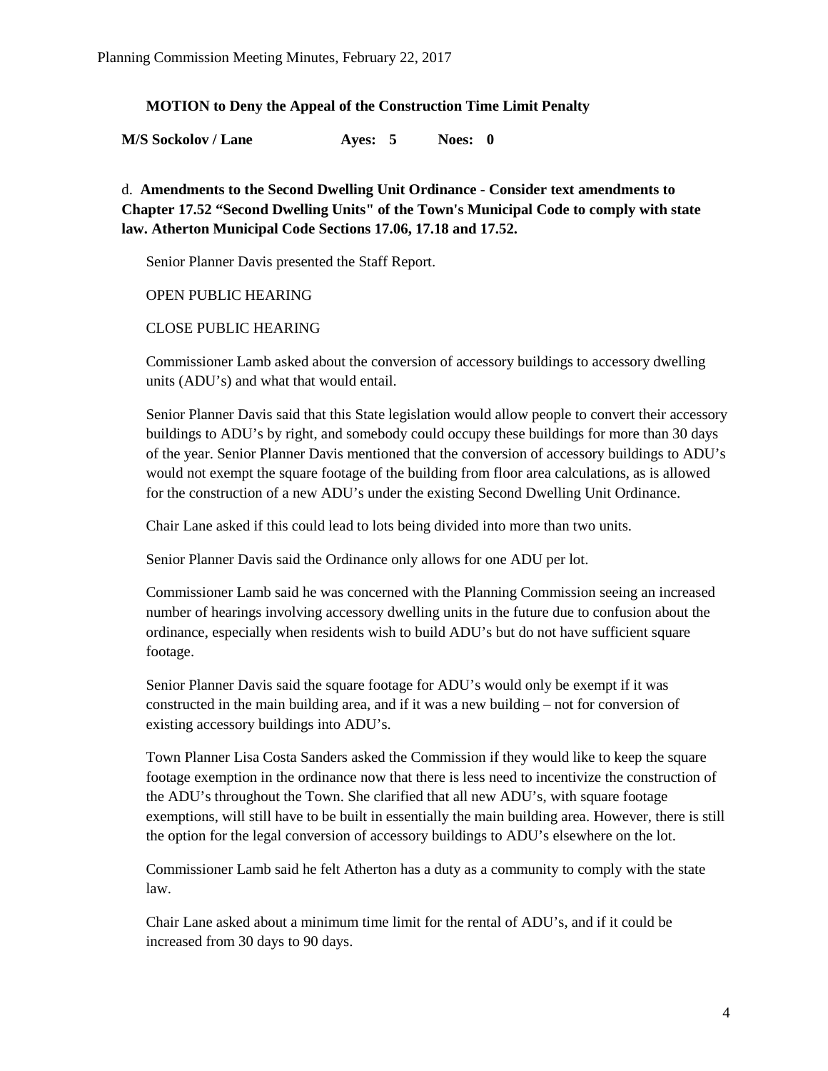**MOTION to Deny the Appeal of the Construction Time Limit Penalty**

**M/S Sockolov / Lane Ayes: 5 Noes: 0**

d. **Amendments to the Second Dwelling Unit Ordinance - Consider text amendments to Chapter 17.52 "Second Dwelling Units" of the Town's Municipal Code to comply with state law. Atherton Municipal Code Sections 17.06, 17.18 and 17.52.**

Senior Planner Davis presented the Staff Report.

OPEN PUBLIC HEARING

CLOSE PUBLIC HEARING

Commissioner Lamb asked about the conversion of accessory buildings to accessory dwelling units (ADU's) and what that would entail.

Senior Planner Davis said that this State legislation would allow people to convert their accessory buildings to ADU's by right, and somebody could occupy these buildings for more than 30 days of the year. Senior Planner Davis mentioned that the conversion of accessory buildings to ADU's would not exempt the square footage of the building from floor area calculations, as is allowed for the construction of a new ADU's under the existing Second Dwelling Unit Ordinance.

Chair Lane asked if this could lead to lots being divided into more than two units.

Senior Planner Davis said the Ordinance only allows for one ADU per lot.

Commissioner Lamb said he was concerned with the Planning Commission seeing an increased number of hearings involving accessory dwelling units in the future due to confusion about the ordinance, especially when residents wish to build ADU's but do not have sufficient square footage.

Senior Planner Davis said the square footage for ADU's would only be exempt if it was constructed in the main building area, and if it was a new building – not for conversion of existing accessory buildings into ADU's.

Town Planner Lisa Costa Sanders asked the Commission if they would like to keep the square footage exemption in the ordinance now that there is less need to incentivize the construction of the ADU's throughout the Town. She clarified that all new ADU's, with square footage exemptions, will still have to be built in essentially the main building area. However, there is still the option for the legal conversion of accessory buildings to ADU's elsewhere on the lot.

Commissioner Lamb said he felt Atherton has a duty as a community to comply with the state law.

Chair Lane asked about a minimum time limit for the rental of ADU's, and if it could be increased from 30 days to 90 days.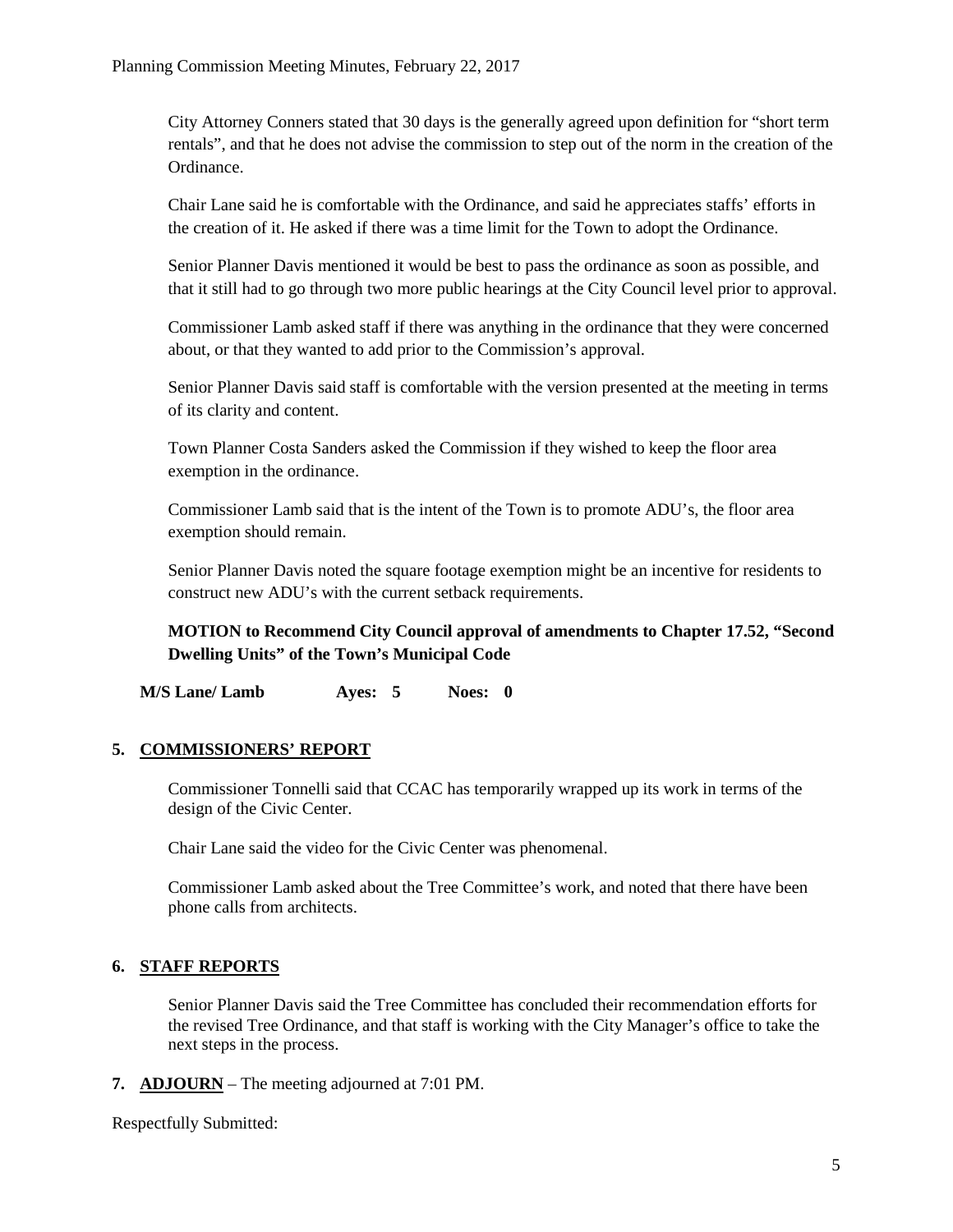City Attorney Conners stated that 30 days is the generally agreed upon definition for "short term rentals", and that he does not advise the commission to step out of the norm in the creation of the Ordinance.

Chair Lane said he is comfortable with the Ordinance, and said he appreciates staffs' efforts in the creation of it. He asked if there was a time limit for the Town to adopt the Ordinance.

Senior Planner Davis mentioned it would be best to pass the ordinance as soon as possible, and that it still had to go through two more public hearings at the City Council level prior to approval.

Commissioner Lamb asked staff if there was anything in the ordinance that they were concerned about, or that they wanted to add prior to the Commission's approval.

Senior Planner Davis said staff is comfortable with the version presented at the meeting in terms of its clarity and content.

Town Planner Costa Sanders asked the Commission if they wished to keep the floor area exemption in the ordinance.

Commissioner Lamb said that is the intent of the Town is to promote ADU's, the floor area exemption should remain.

Senior Planner Davis noted the square footage exemption might be an incentive for residents to construct new ADU's with the current setback requirements.

**MOTION to Recommend City Council approval of amendments to Chapter 17.52, "Second Dwelling Units" of the Town's Municipal Code**

**M/S Lane/ Lamb Ayes: 5 Noes: 0**

## 5. COMMISSIONERS' REPORT

Commissioner Tonnelli said that CCAC has temporarily wrapped up its work in terms of the design of the Civic Center.

Chair Lane said the video for the Civic Center was phenomenal.

Commissioner Lamb asked about the Tree Committee's work, and noted that there have been phone calls from architects.

## 6. STAFF REPORTS

Senior Planner Davis said the Tree Committee has concluded their recommendation efforts for the revised Tree Ordinance, and that staff is working with the City Manager's office to take the next steps in the process.

## 7. ADJOURN – The meeting adjourned at 7:01 PM.

Respectfully Submitted: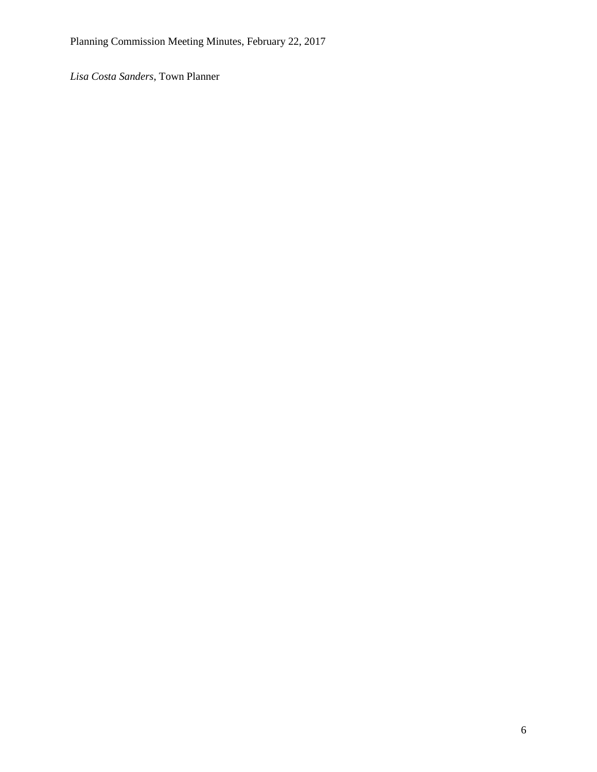*Lisa Costa Sanders*, Town Planner